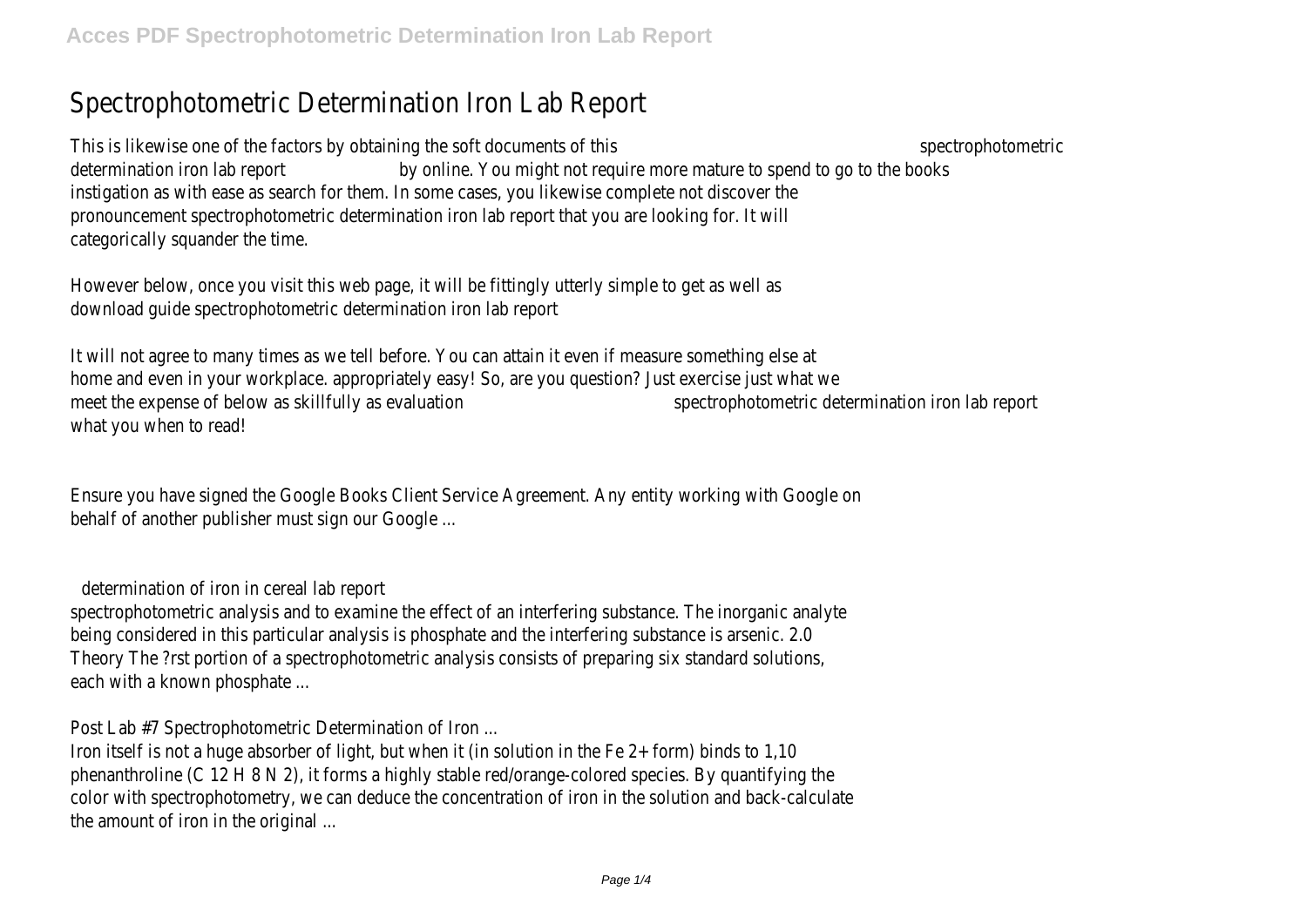# Spectrophotometric Determination Iron Lab Report

This is likewise one of the factors by obtaining the soft documents of this spectrophotometric determination iron lab report by online. You might not require more mature to spend to go to the books instigation as with ease as search for them. In some cases, you likewise complete not discover the pronouncement spectrophotometric determination iron lab report that you are looking for. It will categorically squander the time.

However below, once you visit this web page, it will be fittingly utterly simple to get as well as download guide spectrophotometric determination iron lab report

It will not agree to many times as we tell before. You can attain it even if measure something else at home and even in your workplace. appropriately easy! So, are you question? Just exercise just what we meet the expense of below as skillfully as evaluation spectrophotometric determination iron lab report what you when to read!

Ensure you have signed the Google Books Client Service Agreement. Any entity working with Google on behalf of another publisher must sign our Google ...

## determination of iron in cereal lab report

spectrophotometric analysis and to examine the effect of an interfering substance. The inorganic analyte being considered in this particular analysis is phosphate and the interfering substance is arsenic. 2.0 Theory The ?rst portion of a spectrophotometric analysis consists of preparing six standard solutions, each with a known phosphate ...

## Post Lab #7 Spectrophotometric Determination of Iron ...

Iron itself is not a huge absorber of light, but when it (in solution in the $Fe^{2+}$ form) binds to 1,10 phenanthroline ($C_{12}H_8N_2$), it forms a highly stable red/orange-colored species. By quantifying the color with spectrophotometry, we can deduce the concentration of iron in the solution and back-calculate the amount of iron in the original ...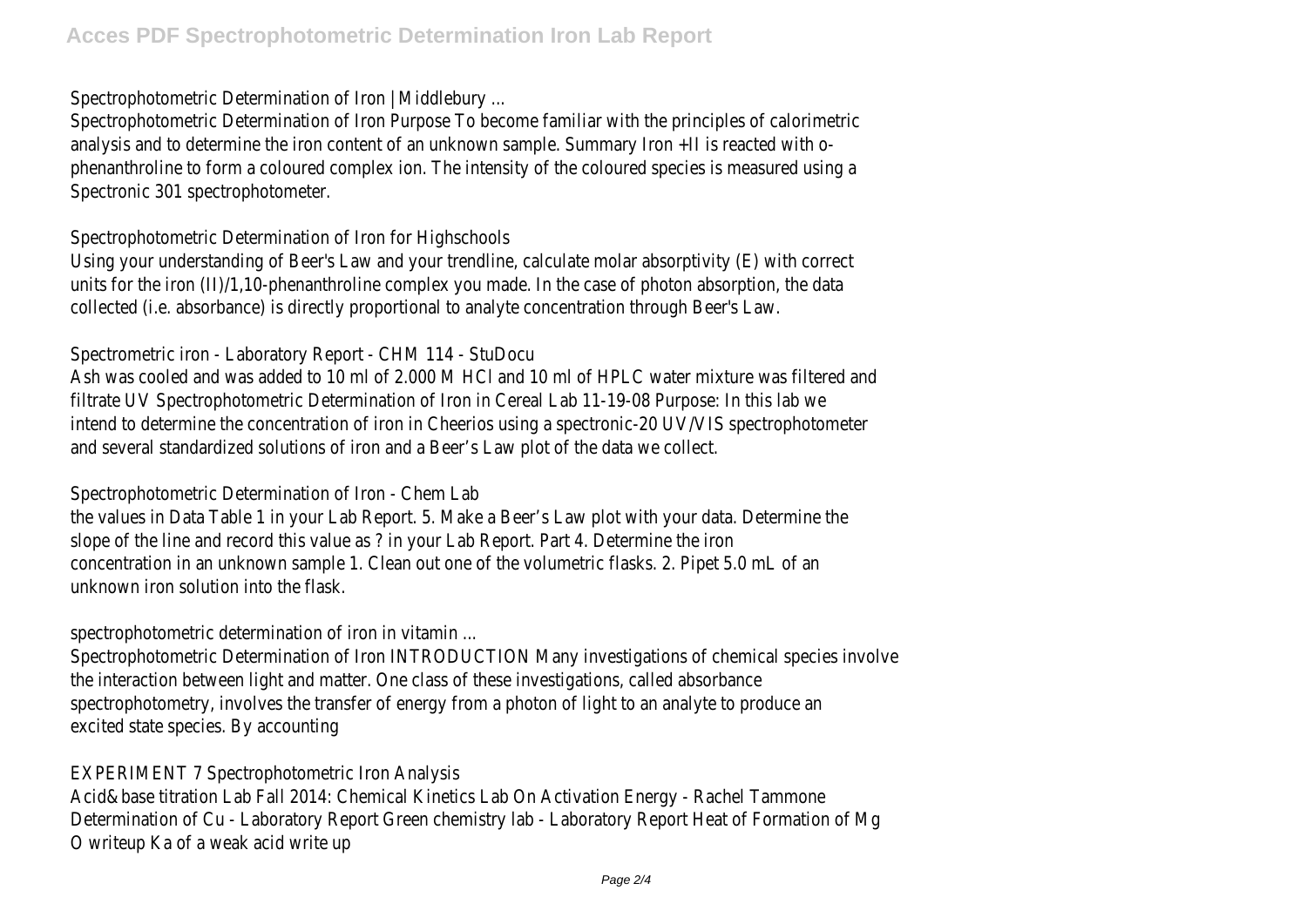Spectrophotometric Determination of Iron | Middlebury ...

Spectrophotometric Determination of Iron Purpose To become familiar with the principles of calorimetric analysis and to determine the iron content of an unknown sample. Summary Iron +II is reacted with o-phenanthroline to form a coloured complex ion. The intensity of the coloured species is measured using a Spectronic 301 spectrophotometer.

Spectrophotometric Determination of Iron for Highschools

Using your understanding of Beer's Law and your trendline, calculate molar absorptivity (E) with correct units for the iron (II)/1,10-phenanthroline complex you made. In the case of photon absorption, the data collected (i.e. absorbance) is directly proportional to analyte concentration through Beer's Law.

Spectrometric iron - Laboratory Report - CHM 114 - StuDocu

Ash was cooled and was added to 10 ml of 2.000 M HCl and 10 ml of HPLC water mixture was filtered and filtrate UV Spectrophotometric Determination of Iron in Cereal Lab 11-19-08 Purpose: In this lab we intend to determine the concentration of iron in Cheerios using a spectronic-20 UV/VIS spectrophotometer and several standardized solutions of iron and a Beer's Law plot of the data we collect.

Spectrophotometric Determination of Iron - Chem Lab

the values in Data Table 1 in your Lab Report. 5. Make a Beer's Law plot with your data. Determine the slope of the line and record this value as ? in your Lab Report. Part 4. Determine the iron concentration in an unknown sample 1. Clean out one of the volumetric flasks. 2. Pipet 5.0 mL of an unknown iron solution into the flask.

spectrophotometric determination of iron in vitamin ...

Spectrophotometric Determination of Iron INTRODUCTION Many investigations of chemical species involve the interaction between light and matter. One class of these investigations, called absorbance spectrophotometry, involves the transfer of energy from a photon of light to an analyte to produce an excited state species. By accounting

EXPERIMENT 7 Spectrophotometric Iron Analysis

Acid&base titration Lab Fall 2014: Chemical Kinetics Lab On Activation Energy - Rachel Tammone Determination of Cu - Laboratory Report Green chemistry lab - Laboratory Report Heat of Formation of Mg O writeup Ka of a weak acid write up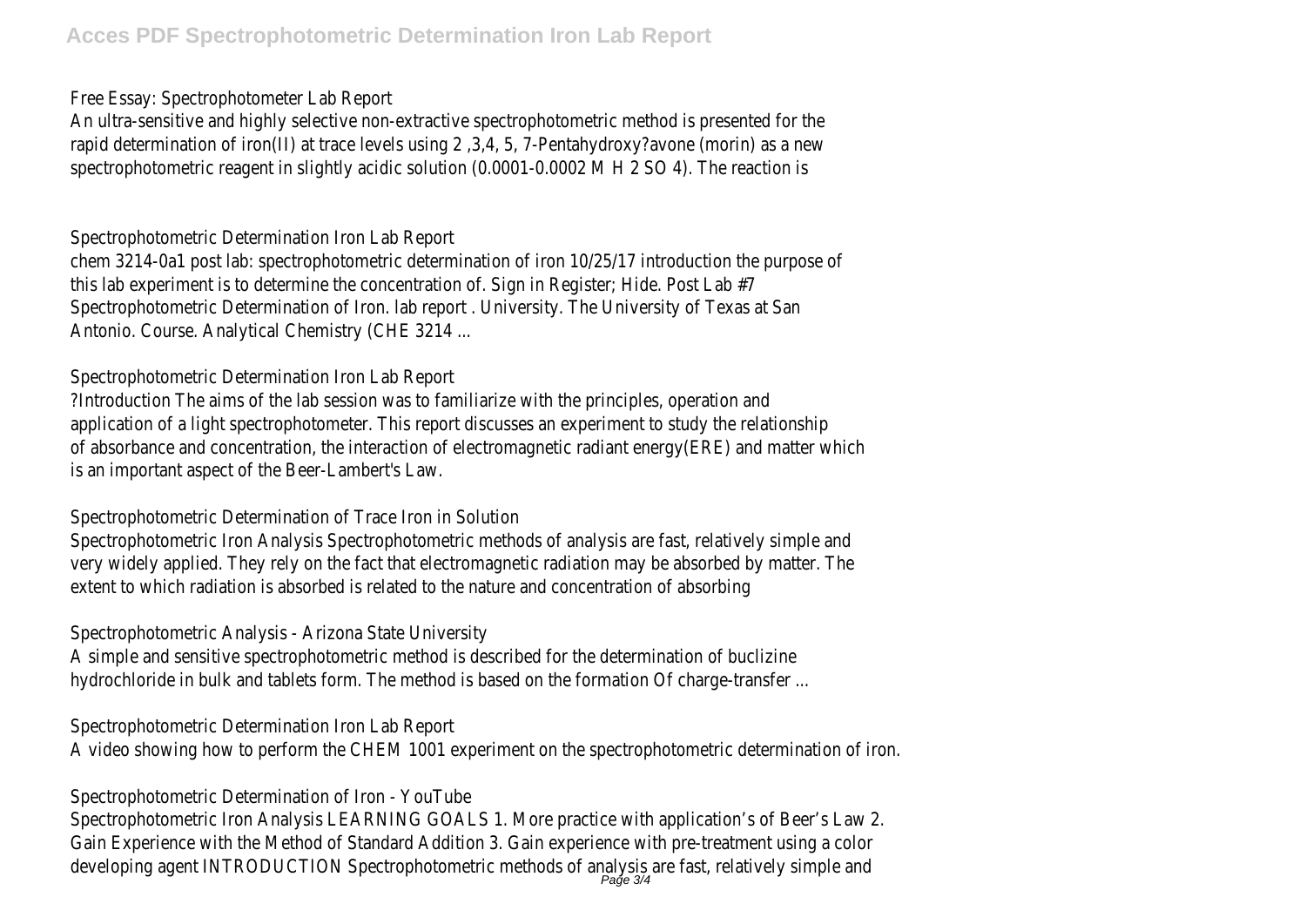Free Essay: Spectrophotometer Lab Report

An ultra-sensitive and highly selective non-extractive spectrophotometric method is presented for the rapid determination of iron(II) at trace levels using 2 ,3,4, 5, 7-Pentahydroxy?avone (morin) as a new spectrophotometric reagent in slightly acidic solution (0.0001-0.0002 M $H_2SO_4$). The reaction is

Spectrophotometric Determination Iron Lab Report

chem 3214-0a1 post lab: spectrophotometric determination of iron 10/25/17 introduction the purpose of this lab experiment is to determine the concentration of. Sign in Register; Hide. Post Lab #7 Spectrophotometric Determination of Iron. lab report . University. The University of Texas at San Antonio. Course. Analytical Chemistry (CHE 3214 ...

Spectrophotometric Determination Iron Lab Report

?Introduction The aims of the lab session was to familiarize with the principles, operation and application of a light spectrophotometer. This report discusses an experiment to study the relationship of absorbance and concentration, the interaction of electromagnetic radiant energy(ERE) and matter which is an important aspect of the Beer-Lambert's Law.

Spectrophotometric Determination of Trace Iron in Solution

Spectrophotometric Iron Analysis Spectrophotometric methods of analysis are fast, relatively simple and very widely applied. They rely on the fact that electromagnetic radiation may be absorbed by matter. The extent to which radiation is absorbed is related to the nature and concentration of absorbing

Spectrophotometric Analysis - Arizona State University

A simple and sensitive spectrophotometric method is described for the determination of buclizine hydrochloride in bulk and tablets form. The method is based on the formation Of charge-transfer ...

Spectrophotometric Determination Iron Lab Report

A video showing how to perform the CHEM 1001 experiment on the spectrophotometric determination of iron.

Spectrophotometric Determination of Iron - YouTube

Spectrophotometric Iron Analysis LEARNING GOALS 1. More practice with application's of Beer's Law 2. Gain Experience with the Method of Standard Addition 3. Gain experience with pre-treatment using a color developing agent INTRODUCTION Spectrophotometric methods of analysis are fast, relatively simple and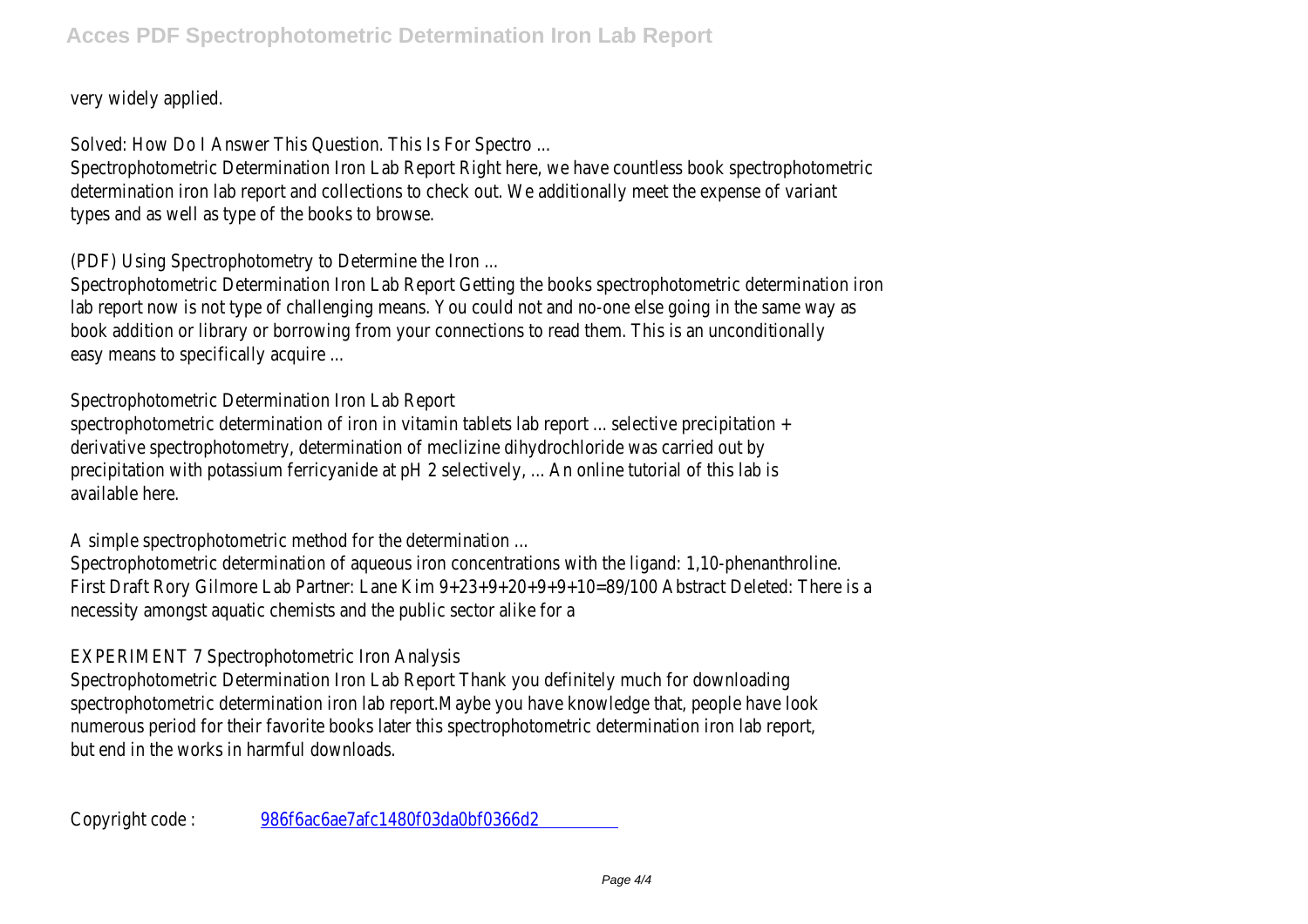very widely applied.

Solved: How Do I Answer This Question. This Is For Spectro ...

Spectrophotometric Determination Iron Lab Report Right here, we have countless book spectrophotometric determination iron lab report and collections to check out. We additionally meet the expense of variant types and as well as type of the books to browse.

(PDF) Using Spectrophotometry to Determine the Iron ...

Spectrophotometric Determination Iron Lab Report Getting the books spectrophotometric determination iron lab report now is not type of challenging means. You could not and no-one else going in the same way as book addition or library or borrowing from your connections to read them. This is an unconditionally easy means to specifically acquire ...

Spectrophotometric Determination Iron Lab Report

spectrophotometric determination of iron in vitamin tablets lab report ... selective precipitation + derivative spectrophotometry, determination of meclizine dihydrochloride was carried out by precipitation with potassium ferricyanide at pH 2 selectively, ... An online tutorial of this lab is available here.

A simple spectrophotometric method for the determination ...

Spectrophotometric determination of aqueous iron concentrations with the ligand: 1,10-phenanthroline. First Draft Rory Gilmore Lab Partner: Lane Kim 9+23+9+20+9+9+10=89/100 Abstract Deleted: There is a necessity amongst aquatic chemists and the public sector alike for a

EXPERIMENT 7 Spectrophotometric Iron Analysis

Spectrophotometric Determination Iron Lab Report Thank you definitely much for downloading spectrophotometric determination iron lab report.Maybe you have knowledge that, people have look numerous period for their favorite books later this spectrophotometric determination iron lab report, but end in the works in harmful downloads.

Copyright code : 986f6ac6ae7afc1480f03da0bf0366d2